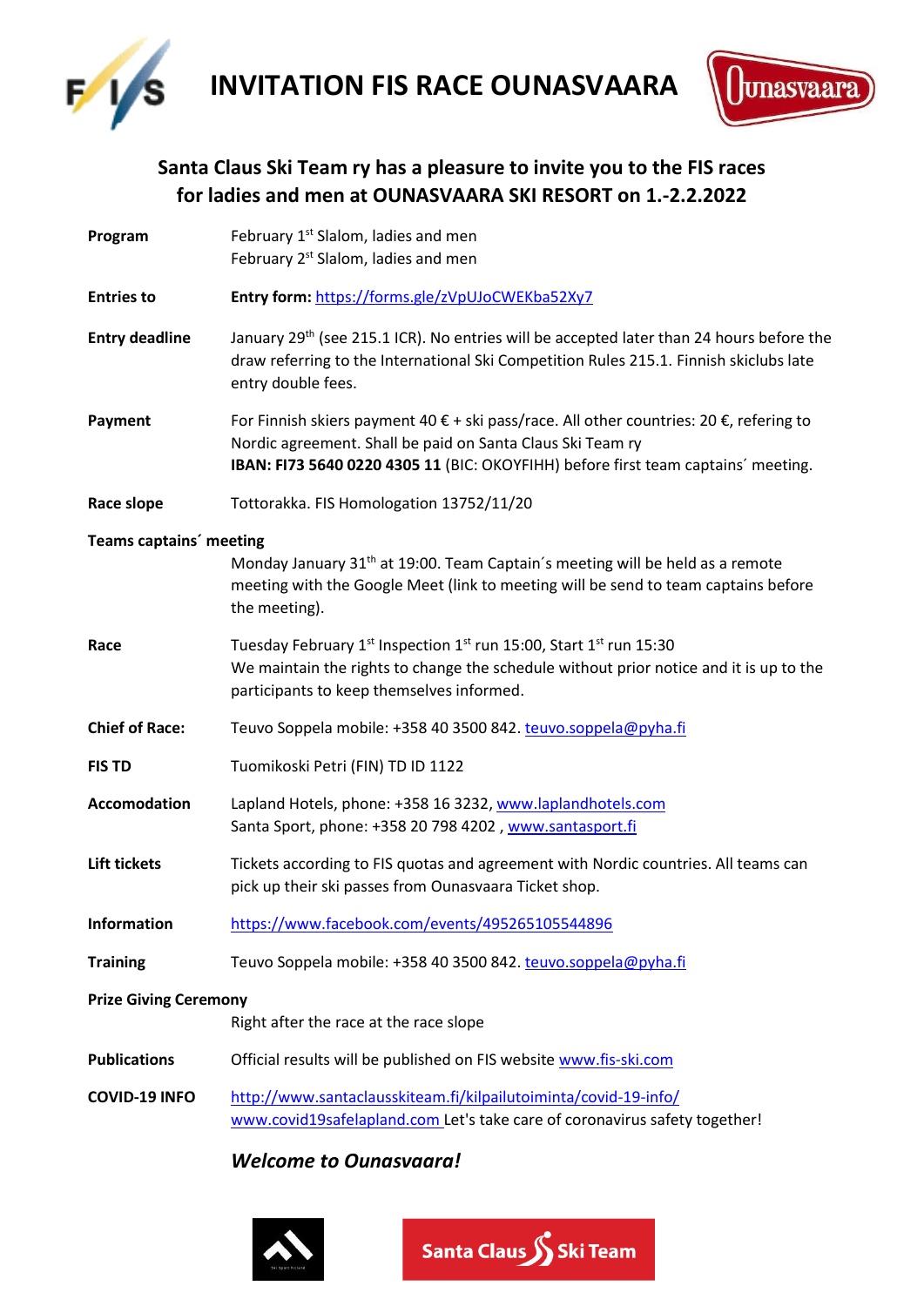# INVITATION FIS RACE OUNASVAARA

## Santa Claus Ski Team ry has a pleasure to invite you to the FIS races for ladies and men at OUNASVAARA SKI RESORT on 1.-2.2.2022

**Program**
February 1st Slalom, ladies and men
February 2st Slalom, ladies and men

**Entries to**
**Entry form:** https://forms.gle/zVpUJoCWEKba52Xy7

**Entry deadline**
January 29th (see 215.1 ICR). No entries will be accepted later than 24 hours before the draw referring to the International Ski Competition Rules 215.1. Finnish skiclubs late entry double fees.

**Payment**
For Finnish skiers payment 40 € + ski pass/race. All other countries: 20 €, refering to Nordic agreement. Shall be paid on Santa Claus Ski Team ry
**IBAN: FI73 5640 0220 4305 11** (BIC: OKOYFIHH) before first team captains´ meeting.

**Race slope**
Tottorakka. FIS Homologation 13752/11/20

**Teams captains´ meeting**
Monday January 31th at 19:00. Team Captain´s meeting will be held as a remote meeting with the Google Meet (link to meeting will be send to team captains before the meeting).

**Race**
Tuesday February 1st Inspection 1st run 15:00, Start 1st run 15:30
We maintain the rights to change the schedule without prior notice and it is up to the participants to keep themselves informed.

**Chief of Race:**
Teuvo Soppela mobile: +358 40 3500 842. teuvo.soppela@pyha.fi

**FIS TD**
Tuomikoski Petri (FIN) TD ID 1122

**Accomodation**
Lapland Hotels, phone: +358 16 3232, www.laplandhotels.com
Santa Sport, phone: +358 20 798 4202 , www.santasport.fi

**Lift tickets**
Tickets according to FIS quotas and agreement with Nordic countries. All teams can pick up their ski passes from Ounasvaara Ticket shop.

**Information**
https://www.facebook.com/events/495265105544896

**Training**
Teuvo Soppela mobile: +358 40 3500 842. teuvo.soppela@pyha.fi

**Prize Giving Ceremony**
Right after the race at the race slope

**Publications**
Official results will be published on FIS website www.fis-ski.com

**COVID-19 INFO**
http://www.santaclausskiteam.fi/kilpailutoiminta/covid-19-info/
www.covid19safelapland.com Let's take care of coronavirus safety together!

***Welcome to Ounasvaara!***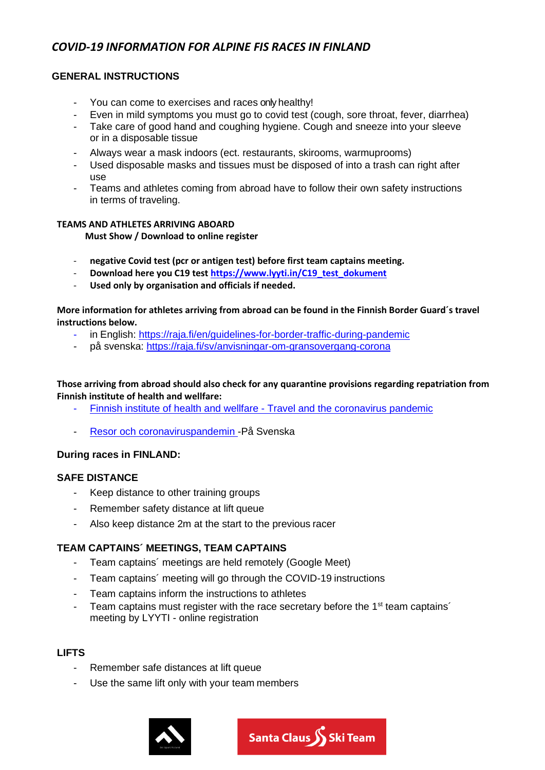# *COVID-19 INFORMATION FOR ALPINE FIS RACES IN FINLAND*

## GENERAL INSTRUCTIONS

- You can come to exercises and races only healthy!
- Even in mild symptoms you must go to covid test (cough, sore throat, fever, diarrhea)
- Take care of good hand and coughing hygiene. Cough and sneeze into your sleeve or in a disposable tissue
- Always wear a mask indoors (ect. restaurants, skirooms, warmuprooms)
- Used disposable masks and tissues must be disposed of into a trash can right after use
- Teams and athletes coming from abroad have to follow their own safety instructions in terms of traveling.

**TEAMS AND ATHLETES ARRIVING ABOARD**

**Must Show / Download to online register**

- **negative Covid test (pcr or antigen test) before first team captains meeting.**
- **Download here you C19 test [https://www.lyyti.in/C19_test_dokument](https://www.lyyti.in/C19_test_dokument)**
- **Used only by organisation and officials if needed.**

**More information for athletes arriving from abroad can be found in the Finnish Border Guard´s travel instructions below.**

- in English: [https://raja.fi/en/guidelines-for-border-traffic-during-pandemic](https://raja.fi/en/guidelines-for-border-traffic-during-pandemic)
- på svenska: [https://raja.fi/sv/anvisningar-om-gransovergang-corona](https://raja.fi/sv/anvisningar-om-gransovergang-corona)

**Those arriving from abroad should also check for any quarantine provisions regarding repatriation from Finnish institute of health and wellfare:**

- Finnish institute of health and wellfare - Travel and the coronavirus pandemic
- Resor och coronaviruspandemin -På Svenska

### During races in FINLAND:

### SAFE DISTANCE

- Keep distance to other training groups
- Remember safety distance at lift queue
- Also keep distance 2m at the start to the previous racer

### TEAM CAPTAINS´ MEETINGS, TEAM CAPTAINS

- Team captains´ meetings are held remotely (Google Meet)
- Team captains´ meeting will go through the COVID-19 instructions
- Team captains inform the instructions to athletes
- Team captains must register with the race secretary before the 1st team captains´ meeting by LYYTI - online registration

### LIFTS

- Remember safe distances at lift queue
- Use the same lift only with your team members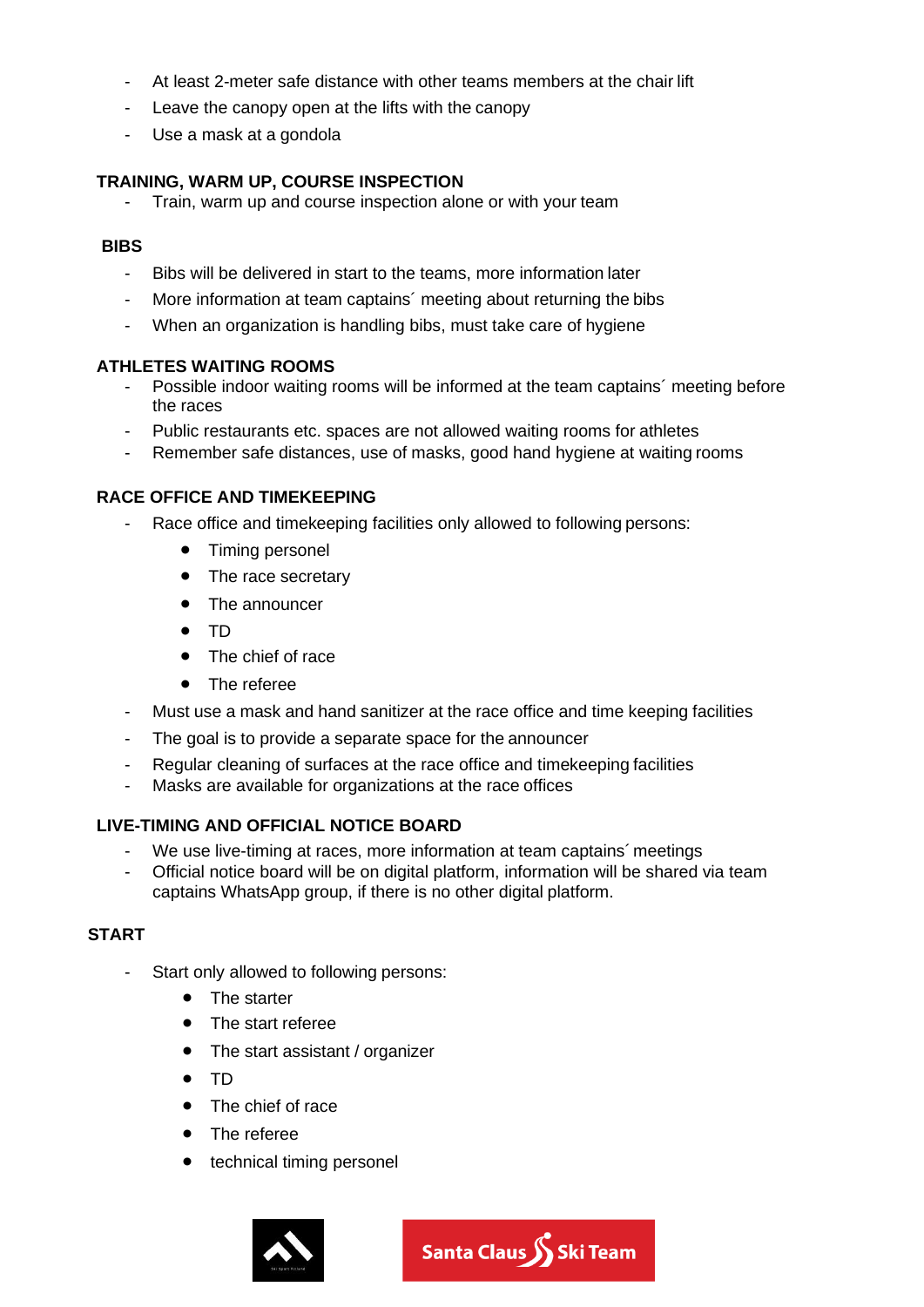- At least 2-meter safe distance with other teams members at the chair lift
- Leave the canopy open at the lifts with the canopy
- Use a mask at a gondola

**TRAINING, WARM UP, COURSE INSPECTION**

- Train, warm up and course inspection alone or with your team

**BIBS**

- Bibs will be delivered in start to the teams, more information later
- More information at team captains´ meeting about returning the bibs
- When an organization is handling bibs, must take care of hygiene

**ATHLETES WAITING ROOMS**

- Possible indoor waiting rooms will be informed at the team captains´ meeting before the races
- Public restaurants etc. spaces are not allowed waiting rooms for athletes
- Remember safe distances, use of masks, good hand hygiene at waiting rooms

**RACE OFFICE AND TIMEKEEPING**

- Race office and timekeeping facilities only allowed to following persons:
  - Timing personel
  - The race secretary
  - The announcer
  - TD
  - The chief of race
  - The referee
- Must use a mask and hand sanitizer at the race office and time keeping facilities
- The goal is to provide a separate space for the announcer
- Regular cleaning of surfaces at the race office and timekeeping facilities
- Masks are available for organizations at the race offices

**LIVE-TIMING AND OFFICIAL NOTICE BOARD**

- We use live-timing at races, more information at team captains´ meetings
- Official notice board will be on digital platform, information will be shared via team captains WhatsApp group, if there is no other digital platform.

**START**

- Start only allowed to following persons:
  - The starter
  - The start referee
  - The start assistant / organizer
  - TD
  - The chief of race
  - The referee
  - technical timing personel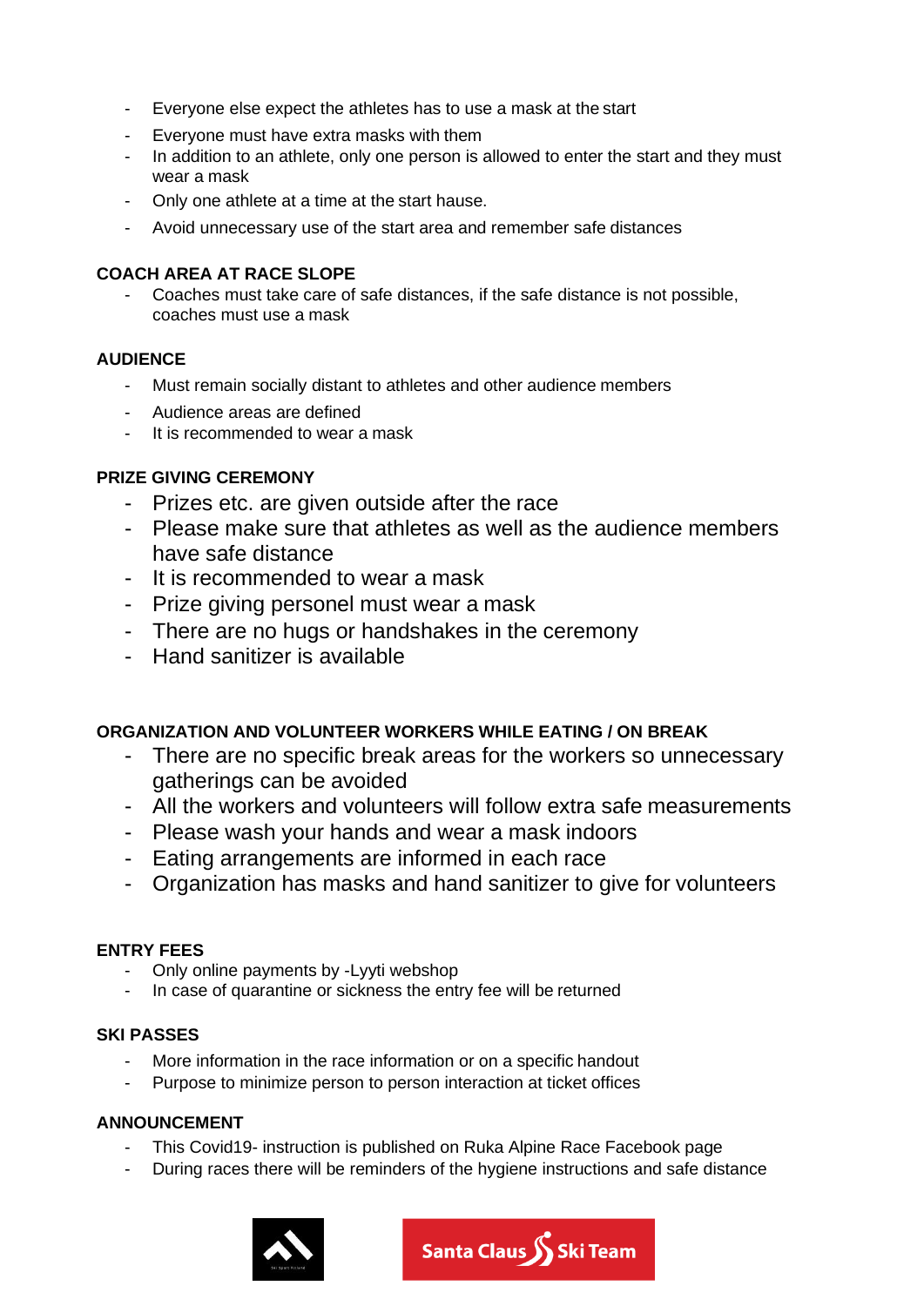- Everyone else expect the athletes has to use a mask at the start
- Everyone must have extra masks with them
- In addition to an athlete, only one person is allowed to enter the start and they must wear a mask
- Only one athlete at a time at the start hause.
- Avoid unnecessary use of the start area and remember safe distances

**COACH AREA AT RACE SLOPE**

- Coaches must take care of safe distances, if the safe distance is not possible, coaches must use a mask

**AUDIENCE**

- Must remain socially distant to athletes and other audience members
- Audience areas are defined
- It is recommended to wear a mask

**PRIZE GIVING CEREMONY**

- Prizes etc. are given outside after the race
- Please make sure that athletes as well as the audience members have safe distance
- It is recommended to wear a mask
- Prize giving personel must wear a mask
- There are no hugs or handshakes in the ceremony
- Hand sanitizer is available

**ORGANIZATION AND VOLUNTEER WORKERS WHILE EATING / ON BREAK**

- There are no specific break areas for the workers so unnecessary gatherings can be avoided
- All the workers and volunteers will follow extra safe measurements
- Please wash your hands and wear a mask indoors
- Eating arrangements are informed in each race
- Organization has masks and hand sanitizer to give for volunteers

**ENTRY FEES**

- Only online payments by -Lyyti webshop
- In case of quarantine or sickness the entry fee will be returned

**SKI PASSES**

- More information in the race information or on a specific handout
- Purpose to minimize person to person interaction at ticket offices

**ANNOUNCEMENT**

- This Covid19- instruction is published on Ruka Alpine Race Facebook page
- During races there will be reminders of the hygiene instructions and safe distance

Santa Claus Ski Team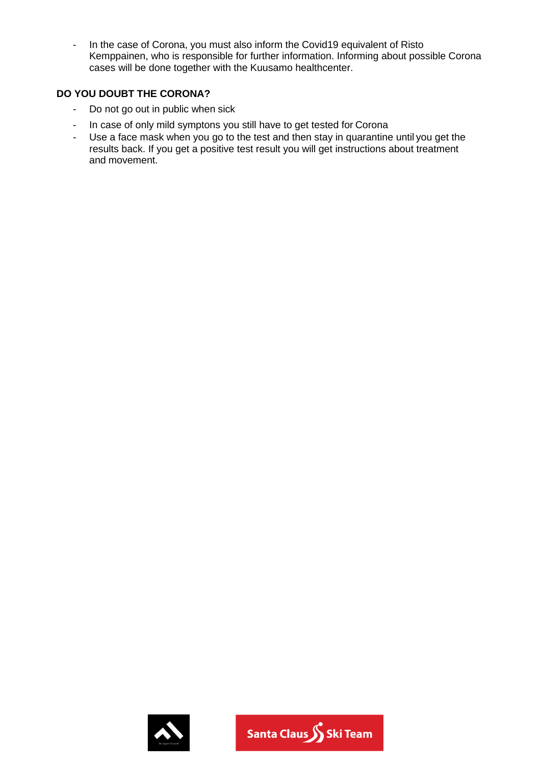- In the case of Corona, you must also inform the Covid19 equivalent of Risto Kemppainen, who is responsible for further information. Informing about possible Corona cases will be done together with the Kuusamo healthcenter.

**DO YOU DOUBT THE CORONA?**

- Do not go out in public when sick
- In case of only mild symptons you still have to get tested for Corona
- Use a face mask when you go to the test and then stay in quarantine until you get the results back. If you get a positive test result you will get instructions about treatment and movement.